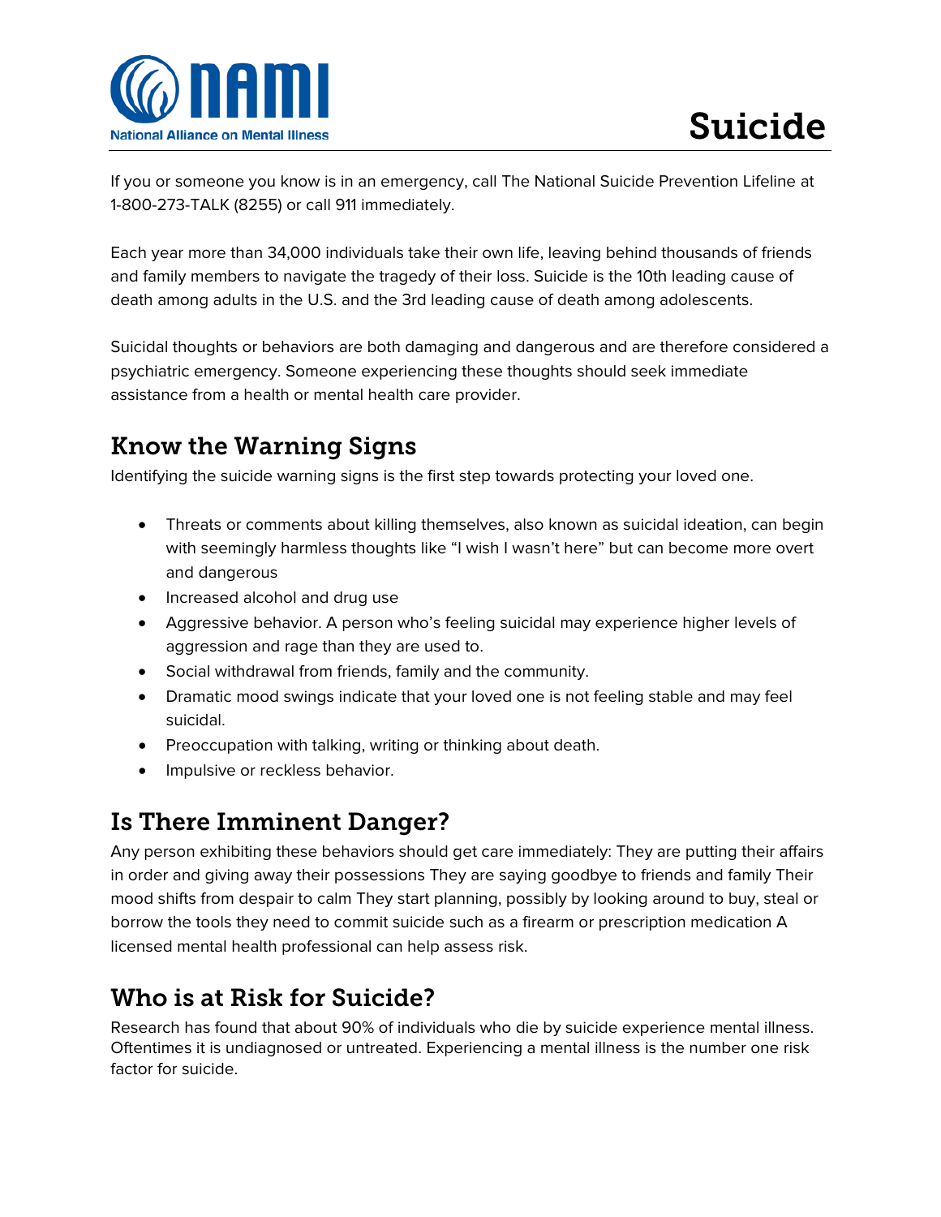NAMI National Alliance on Mental Illness

# Suicide

If you or someone you know is in an emergency, call The National Suicide Prevention Lifeline at 1-800-273-TALK (8255) or call 911 immediately.

Each year more than 34,000 individuals take their own life, leaving behind thousands of friends and family members to navigate the tragedy of their loss. Suicide is the 10th leading cause of death among adults in the U.S. and the 3rd leading cause of death among adolescents.

Suicidal thoughts or behaviors are both damaging and dangerous and are therefore considered a psychiatric emergency. Someone experiencing these thoughts should seek immediate assistance from a health or mental health care provider.

## Know the Warning Signs

Identifying the suicide warning signs is the first step towards protecting your loved one.

- Threats or comments about killing themselves, also known as suicidal ideation, can begin with seemingly harmless thoughts like "I wish I wasn't here" but can become more overt and dangerous
- Increased alcohol and drug use
- Aggressive behavior. A person who's feeling suicidal may experience higher levels of aggression and rage than they are used to.
- Social withdrawal from friends, family and the community.
- Dramatic mood swings indicate that your loved one is not feeling stable and may feel suicidal.
- Preoccupation with talking, writing or thinking about death.
- Impulsive or reckless behavior.

## Is There Imminent Danger?

Any person exhibiting these behaviors should get care immediately: They are putting their affairs in order and giving away their possessions They are saying goodbye to friends and family Their mood shifts from despair to calm They start planning, possibly by looking around to buy, steal or borrow the tools they need to commit suicide such as a firearm or prescription medication A licensed mental health professional can help assess risk.

## Who is at Risk for Suicide?

Research has found that about 90% of individuals who die by suicide experience mental illness. Oftentimes it is undiagnosed or untreated. Experiencing a mental illness is the number one risk factor for suicide.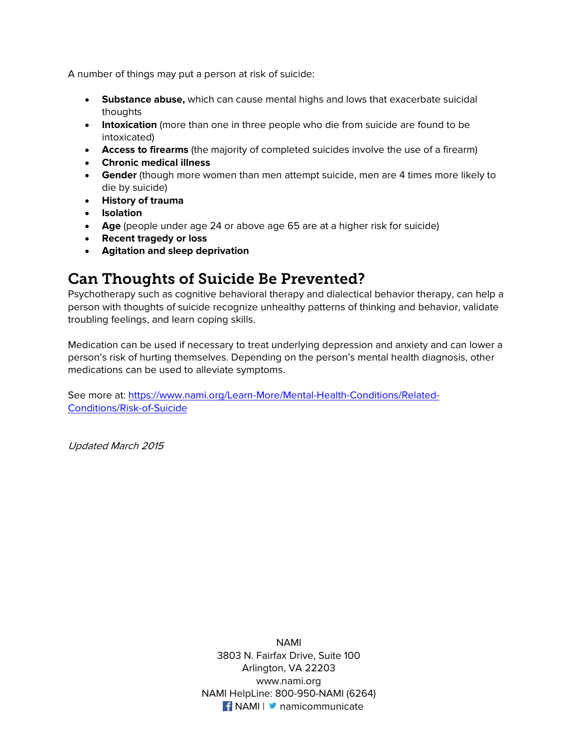A number of things may put a person at risk of suicide:

- **Substance abuse,** which can cause mental highs and lows that exacerbate suicidal thoughts
- **Intoxication** (more than one in three people who die from suicide are found to be intoxicated)
- **Access to firearms** (the majority of completed suicides involve the use of a firearm)
- **Chronic medical illness**
- **Gender** (though more women than men attempt suicide, men are 4 times more likely to die by suicide)
- **History of trauma**
- **Isolation**
- **Age** (people under age 24 or above age 65 are at a higher risk for suicide)
- **Recent tragedy or loss**
- **Agitation and sleep deprivation**

## Can Thoughts of Suicide Be Prevented?

Psychotherapy such as cognitive behavioral therapy and dialectical behavior therapy, can help a person with thoughts of suicide recognize unhealthy patterns of thinking and behavior, validate troubling feelings, and learn coping skills.

Medication can be used if necessary to treat underlying depression and anxiety and can lower a person's risk of hurting themselves. Depending on the person's mental health diagnosis, other medications can be used to alleviate symptoms.

See more at: https://www.nami.org/Learn-More/Mental-Health-Conditions/Related-Conditions/Risk-of-Suicide

*Updated March 2015*

NAMI
3803 N. Fairfax Drive, Suite 100
Arlington, VA 22203
www.nami.org
NAMI HelpLine: 800-950-NAMI (6264)
NAMI | namicommunicate